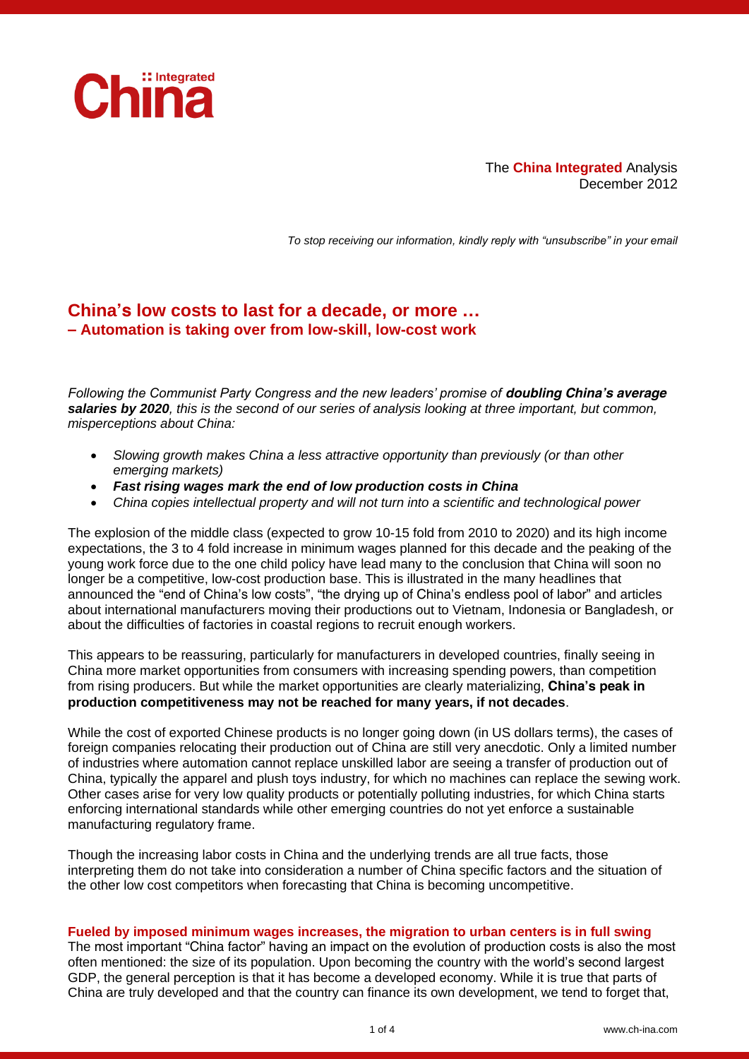China :: Integrated

The **China Integrated** Analysis
December 2012

*To stop receiving our information, kindly reply with "unsubscribe" in your email*

## China's low costs to last for a decade, or more …
### – Automation is taking over from low-skill, low-cost work

*Following the Communist Party Congress and the new leaders' promise of **doubling China's average salaries by 2020**, this is the second of our series of analysis looking at three important, but common, misperceptions about China:*

- *Slowing growth makes China a less attractive opportunity than previously (or than other emerging markets)*
- ***Fast rising wages mark the end of low production costs in China***
- *China copies intellectual property and will not turn into a scientific and technological power*

The explosion of the middle class (expected to grow 10-15 fold from 2010 to 2020) and its high income expectations, the 3 to 4 fold increase in minimum wages planned for this decade and the peaking of the young work force due to the one child policy have lead many to the conclusion that China will soon no longer be a competitive, low-cost production base. This is illustrated in the many headlines that announced the "end of China's low costs", "the drying up of China's endless pool of labor" and articles about international manufacturers moving their productions out to Vietnam, Indonesia or Bangladesh, or about the difficulties of factories in coastal regions to recruit enough workers.

This appears to be reassuring, particularly for manufacturers in developed countries, finally seeing in China more market opportunities from consumers with increasing spending powers, than competition from rising producers. But while the market opportunities are clearly materializing, **China's peak in production competitiveness may not be reached for many years, if not decades**.

While the cost of exported Chinese products is no longer going down (in US dollars terms), the cases of foreign companies relocating their production out of China are still very anecdotic. Only a limited number of industries where automation cannot replace unskilled labor are seeing a transfer of production out of China, typically the apparel and plush toys industry, for which no machines can replace the sewing work. Other cases arise for very low quality products or potentially polluting industries, for which China starts enforcing international standards while other emerging countries do not yet enforce a sustainable manufacturing regulatory frame.

Though the increasing labor costs in China and the underlying trends are all true facts, those interpreting them do not take into consideration a number of China specific factors and the situation of the other low cost competitors when forecasting that China is becoming uncompetitive.

### Fueled by imposed minimum wages increases, the migration to urban centers is in full swing

The most important "China factor" having an impact on the evolution of production costs is also the most often mentioned: the size of its population. Upon becoming the country with the world's second largest GDP, the general perception is that it has become a developed economy. While it is true that parts of China are truly developed and that the country can finance its own development, we tend to forget that,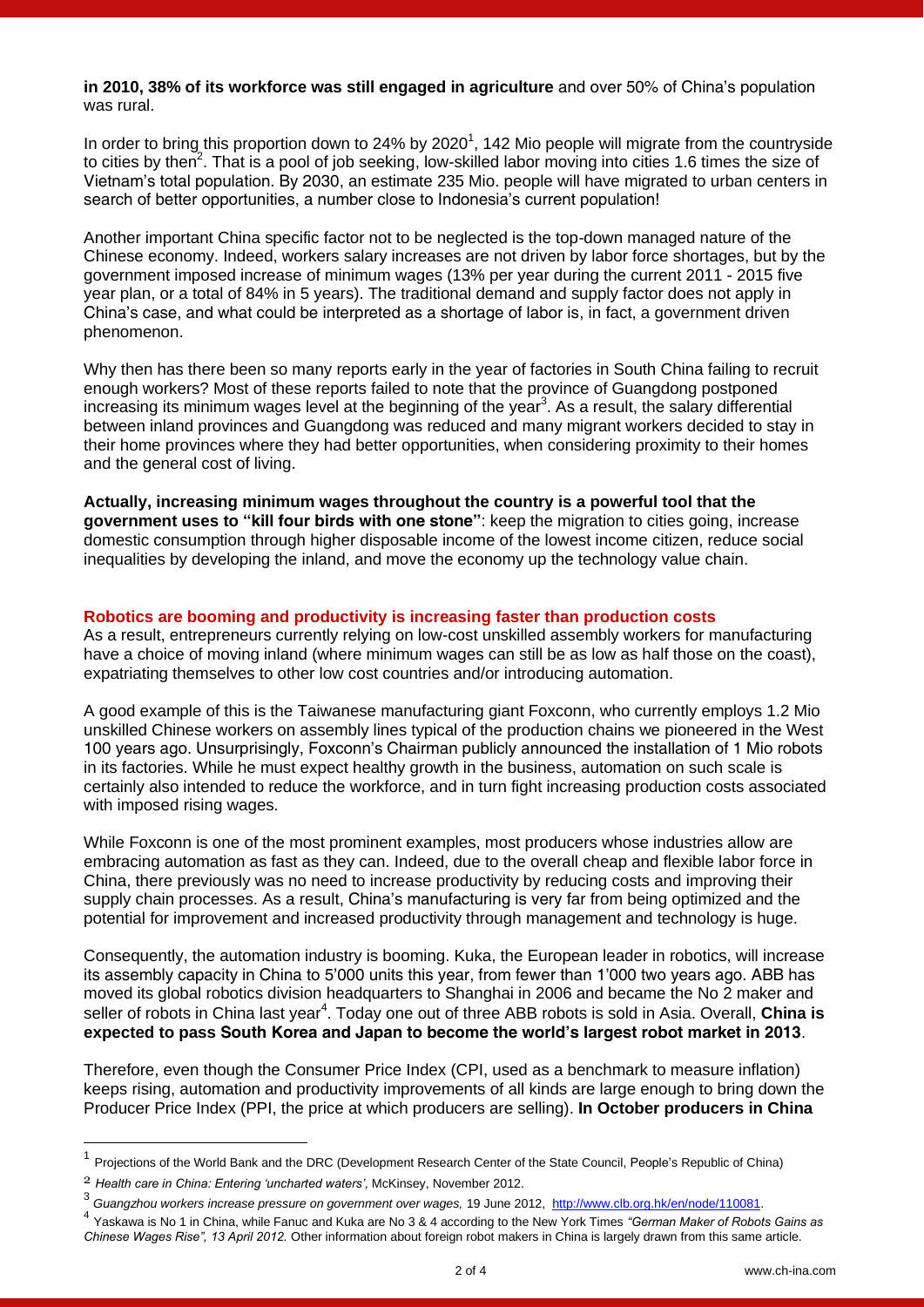**in 2010, 38% of its workforce was still engaged in agriculture** and over 50% of China's population was rural.

In order to bring this proportion down to 24% by 2020[1], 142 Mio people will migrate from the countryside to cities by then[2]. That is a pool of job seeking, low-skilled labor moving into cities 1.6 times the size of Vietnam's total population. By 2030, an estimate 235 Mio. people will have migrated to urban centers in search of better opportunities, a number close to Indonesia's current population!

Another important China specific factor not to be neglected is the top-down managed nature of the Chinese economy. Indeed, workers salary increases are not driven by labor force shortages, but by the government imposed increase of minimum wages (13% per year during the current 2011 - 2015 five year plan, or a total of 84% in 5 years). The traditional demand and supply factor does not apply in China's case, and what could be interpreted as a shortage of labor is, in fact, a government driven phenomenon.

Why then has there been so many reports early in the year of factories in South China failing to recruit enough workers? Most of these reports failed to note that the province of Guangdong postponed increasing its minimum wages level at the beginning of the year[3]. As a result, the salary differential between inland provinces and Guangdong was reduced and many migrant workers decided to stay in their home provinces where they had better opportunities, when considering proximity to their homes and the general cost of living.

**Actually, increasing minimum wages throughout the country is a powerful tool that the government uses to "kill four birds with one stone"**: keep the migration to cities going, increase domestic consumption through higher disposable income of the lowest income citizen, reduce social inequalities by developing the inland, and move the economy up the technology value chain.

## Robotics are booming and productivity is increasing faster than production costs

As a result, entrepreneurs currently relying on low-cost unskilled assembly workers for manufacturing have a choice of moving inland (where minimum wages can still be as low as half those on the coast), expatriating themselves to other low cost countries and/or introducing automation.

A good example of this is the Taiwanese manufacturing giant Foxconn, who currently employs 1.2 Mio unskilled Chinese workers on assembly lines typical of the production chains we pioneered in the West 100 years ago. Unsurprisingly, Foxconn's Chairman publicly announced the installation of 1 Mio robots in its factories. While he must expect healthy growth in the business, automation on such scale is certainly also intended to reduce the workforce, and in turn fight increasing production costs associated with imposed rising wages.

While Foxconn is one of the most prominent examples, most producers whose industries allow are embracing automation as fast as they can. Indeed, due to the overall cheap and flexible labor force in China, there previously was no need to increase productivity by reducing costs and improving their supply chain processes. As a result, China's manufacturing is very far from being optimized and the potential for improvement and increased productivity through management and technology is huge.

Consequently, the automation industry is booming. Kuka, the European leader in robotics, will increase its assembly capacity in China to 5'000 units this year, from fewer than 1'000 two years ago. ABB has moved its global robotics division headquarters to Shanghai in 2006 and became the No 2 maker and seller of robots in China last year[4]. Today one out of three ABB robots is sold in Asia. Overall, **China is expected to pass South Korea and Japan to become the world's largest robot market in 2013**.

Therefore, even though the Consumer Price Index (CPI, used as a benchmark to measure inflation) keeps rising, automation and productivity improvements of all kinds are large enough to bring down the Producer Price Index (PPI, the price at which producers are selling). **In October producers in China**

---

[1] Projections of the World Bank and the DRC (Development Research Center of the State Council, People's Republic of China)

[2] *Health care in China: Entering 'uncharted waters'*, McKinsey, November 2012.

[3] *Guangzhou workers increase pressure on government over wages,* 19 June 2012, http://www.clb.org.hk/en/node/110081.

[4] Yaskawa is No 1 in China, while Fanuc and Kuka are No 3 & 4 according to the New York Times *"German Maker of Robots Gains as Chinese Wages Rise", 13 April 2012.* Other information about foreign robot makers in China is largely drawn from this same article.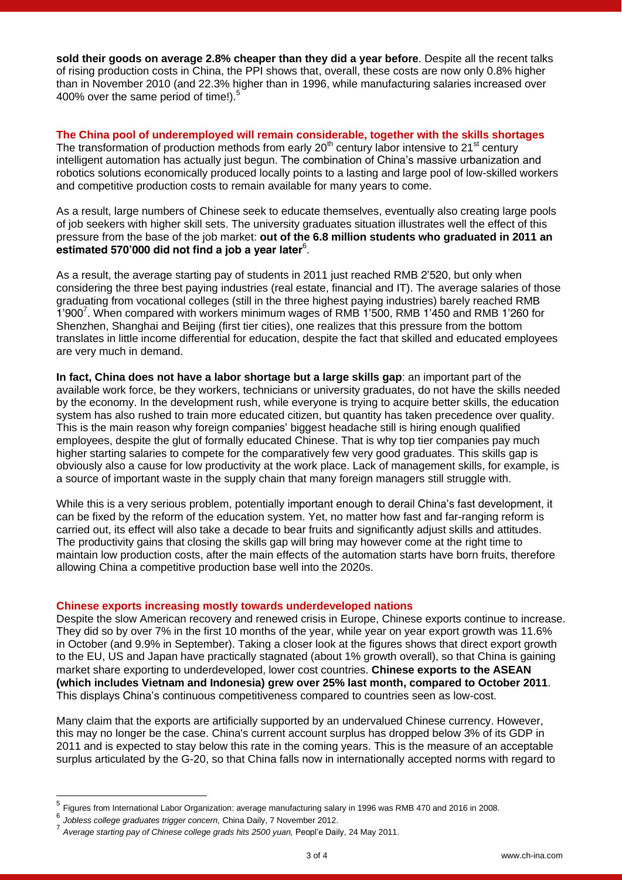**sold their goods on average 2.8% cheaper than they did a year before**. Despite all the recent talks of rising production costs in China, the PPI shows that, overall, these costs are now only 0.8% higher than in November 2010 (and 22.3% higher than in 1996, while manufacturing salaries increased over 400% over the same period of time!).[5]

## The China pool of underemployed will remain considerable, together with the skills shortages

The transformation of production methods from early 20th century labor intensive to 21st century intelligent automation has actually just begun. The combination of China's massive urbanization and robotics solutions economically produced locally points to a lasting and large pool of low-skilled workers and competitive production costs to remain available for many years to come.

As a result, large numbers of Chinese seek to educate themselves, eventually also creating large pools of job seekers with higher skill sets. The university graduates situation illustrates well the effect of this pressure from the base of the job market: **out of the 6.8 million students who graduated in 2011 an estimated 570'000 did not find a job a year later**[6].

As a result, the average starting pay of students in 2011 just reached RMB 2'520, but only when considering the three best paying industries (real estate, financial and IT). The average salaries of those graduating from vocational colleges (still in the three highest paying industries) barely reached RMB 1'900[7]. When compared with workers minimum wages of RMB 1'500, RMB 1'450 and RMB 1'260 for Shenzhen, Shanghai and Beijing (first tier cities), one realizes that this pressure from the bottom translates in little income differential for education, despite the fact that skilled and educated employees are very much in demand.

**In fact, China does not have a labor shortage but a large skills gap**: an important part of the available work force, be they workers, technicians or university graduates, do not have the skills needed by the economy. In the development rush, while everyone is trying to acquire better skills, the education system has also rushed to train more educated citizen, but quantity has taken precedence over quality. This is the main reason why foreign companies' biggest headache still is hiring enough qualified employees, despite the glut of formally educated Chinese. That is why top tier companies pay much higher starting salaries to compete for the comparatively few very good graduates. This skills gap is obviously also a cause for low productivity at the work place. Lack of management skills, for example, is a source of important waste in the supply chain that many foreign managers still struggle with.

While this is a very serious problem, potentially important enough to derail China's fast development, it can be fixed by the reform of the education system. Yet, no matter how fast and far-ranging reform is carried out, its effect will also take a decade to bear fruits and significantly adjust skills and attitudes. The productivity gains that closing the skills gap will bring may however come at the right time to maintain low production costs, after the main effects of the automation starts have born fruits, therefore allowing China a competitive production base well into the 2020s.

## Chinese exports increasing mostly towards underdeveloped nations

Despite the slow American recovery and renewed crisis in Europe, Chinese exports continue to increase. They did so by over 7% in the first 10 months of the year, while year on year export growth was 11.6% in October (and 9.9% in September). Taking a closer look at the figures shows that direct export growth to the EU, US and Japan have practically stagnated (about 1% growth overall), so that China is gaining market share exporting to underdeveloped, lower cost countries. **Chinese exports to the ASEAN (which includes Vietnam and Indonesia) grew over 25% last month, compared to October 2011**. This displays China's continuous competitiveness compared to countries seen as low-cost.

Many claim that the exports are artificially supported by an undervalued Chinese currency. However, this may no longer be the case. China's current account surplus has dropped below 3% of its GDP in 2011 and is expected to stay below this rate in the coming years. This is the measure of an acceptable surplus articulated by the G-20, so that China falls now in internationally accepted norms with regard to

---

[5] Figures from International Labor Organization: average manufacturing salary in 1996 was RMB 470 and 2016 in 2008.

[6] *Jobless college graduates trigger concern,* China Daily, 7 November 2012.

[7] *Average starting pay of Chinese college grads hits 2500 yuan,* Peopl'e Daily, 24 May 2011.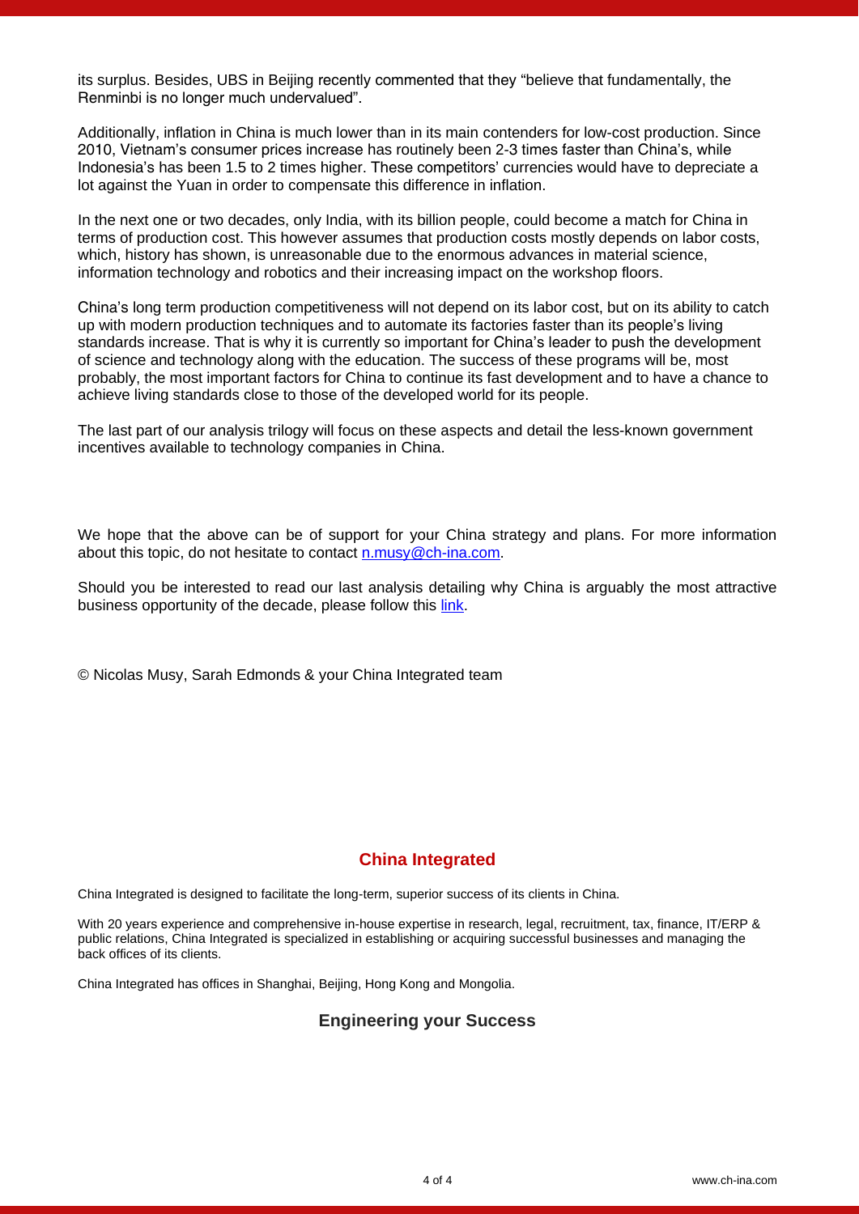its surplus. Besides, UBS in Beijing recently commented that they "believe that fundamentally, the Renminbi is no longer much undervalued".

Additionally, inflation in China is much lower than in its main contenders for low-cost production. Since 2010, Vietnam's consumer prices increase has routinely been 2-3 times faster than China's, while Indonesia's has been 1.5 to 2 times higher. These competitors' currencies would have to depreciate a lot against the Yuan in order to compensate this difference in inflation.

In the next one or two decades, only India, with its billion people, could become a match for China in terms of production cost. This however assumes that production costs mostly depends on labor costs, which, history has shown, is unreasonable due to the enormous advances in material science, information technology and robotics and their increasing impact on the workshop floors.

China's long term production competitiveness will not depend on its labor cost, but on its ability to catch up with modern production techniques and to automate its factories faster than its people's living standards increase. That is why it is currently so important for China's leader to push the development of science and technology along with the education. The success of these programs will be, most probably, the most important factors for China to continue its fast development and to have a chance to achieve living standards close to those of the developed world for its people.

The last part of our analysis trilogy will focus on these aspects and detail the less-known government incentives available to technology companies in China.

We hope that the above can be of support for your China strategy and plans. For more information about this topic, do not hesitate to contact [n.musy@ch-ina.com](mailto:n.musy@ch-ina.com).

Should you be interested to read our last analysis detailing why China is arguably the most attractive business opportunity of the decade, please follow this link.

© Nicolas Musy, Sarah Edmonds & your China Integrated team

## China Integrated

China Integrated is designed to facilitate the long-term, superior success of its clients in China.

With 20 years experience and comprehensive in-house expertise in research, legal, recruitment, tax, finance, IT/ERP & public relations, China Integrated is specialized in establishing or acquiring successful businesses and managing the back offices of its clients.

China Integrated has offices in Shanghai, Beijing, Hong Kong and Mongolia.

### Engineering your Success